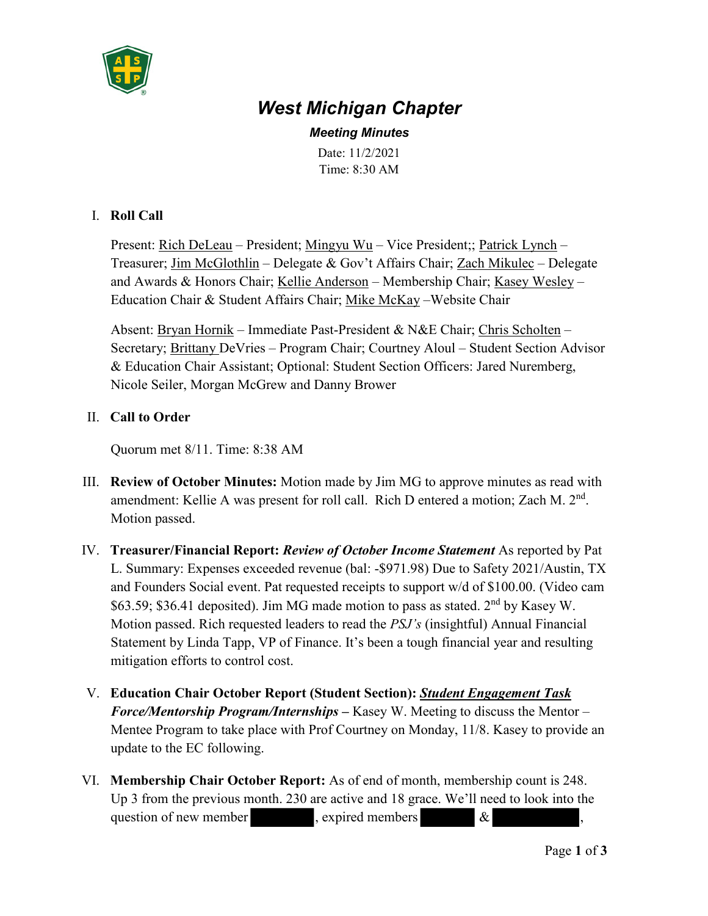# West Michigan Chapter

### *Meeting Minutes*

Date: 11/2/2021
Time: 8:30 AM

I. **Roll Call**

Present: Rich DeLeau – President; Mingyu Wu – Vice President;; Patrick Lynch – Treasurer; Jim McGlothlin – Delegate & Gov't Affairs Chair; Zach Mikulec – Delegate and Awards & Honors Chair; Kellie Anderson – Membership Chair; Kasey Wesley – Education Chair & Student Affairs Chair; Mike McKay –Website Chair

Absent: Bryan Hornik – Immediate Past-President & N&E Chair; Chris Scholten – Secretary; Brittany DeVries – Program Chair; Courtney Aloul – Student Section Advisor & Education Chair Assistant; Optional: Student Section Officers: Jared Nuremberg, Nicole Seiler, Morgan McGrew and Danny Brower

II. **Call to Order**

Quorum met 8/11. Time: 8:38 AM

III. **Review of October Minutes:** Motion made by Jim MG to approve minutes as read with amendment: Kellie A was present for roll call. Rich D entered a motion; Zach M. 2nd. Motion passed.

IV. **Treasurer/Financial Report:** ***Review of October Income Statement*** As reported by Pat L. Summary: Expenses exceeded revenue (bal: -$971.98) Due to Safety 2021/Austin, TX and Founders Social event. Pat requested receipts to support w/d of $100.00. (Video cam $63.59; $36.41 deposited). Jim MG made motion to pass as stated. 2nd by Kasey W. Motion passed. Rich requested leaders to read the *PSJ's* (insightful) Annual Financial Statement by Linda Tapp, VP of Finance. It's been a tough financial year and resulting mitigation efforts to control cost.

V. **Education Chair October Report (Student Section):** ***Student Engagement Task Force/Mentorship Program/Internships*** **–** Kasey W. Meeting to discuss the Mentor – Mentee Program to take place with Prof Courtney on Monday, 11/8. Kasey to provide an update to the EC following.

VI. **Membership Chair October Report:** As of end of month, membership count is 248. Up 3 from the previous month. 230 are active and 18 grace. We'll need to look into the question of new member [REDACTED], expired members [REDACTED] & [REDACTED],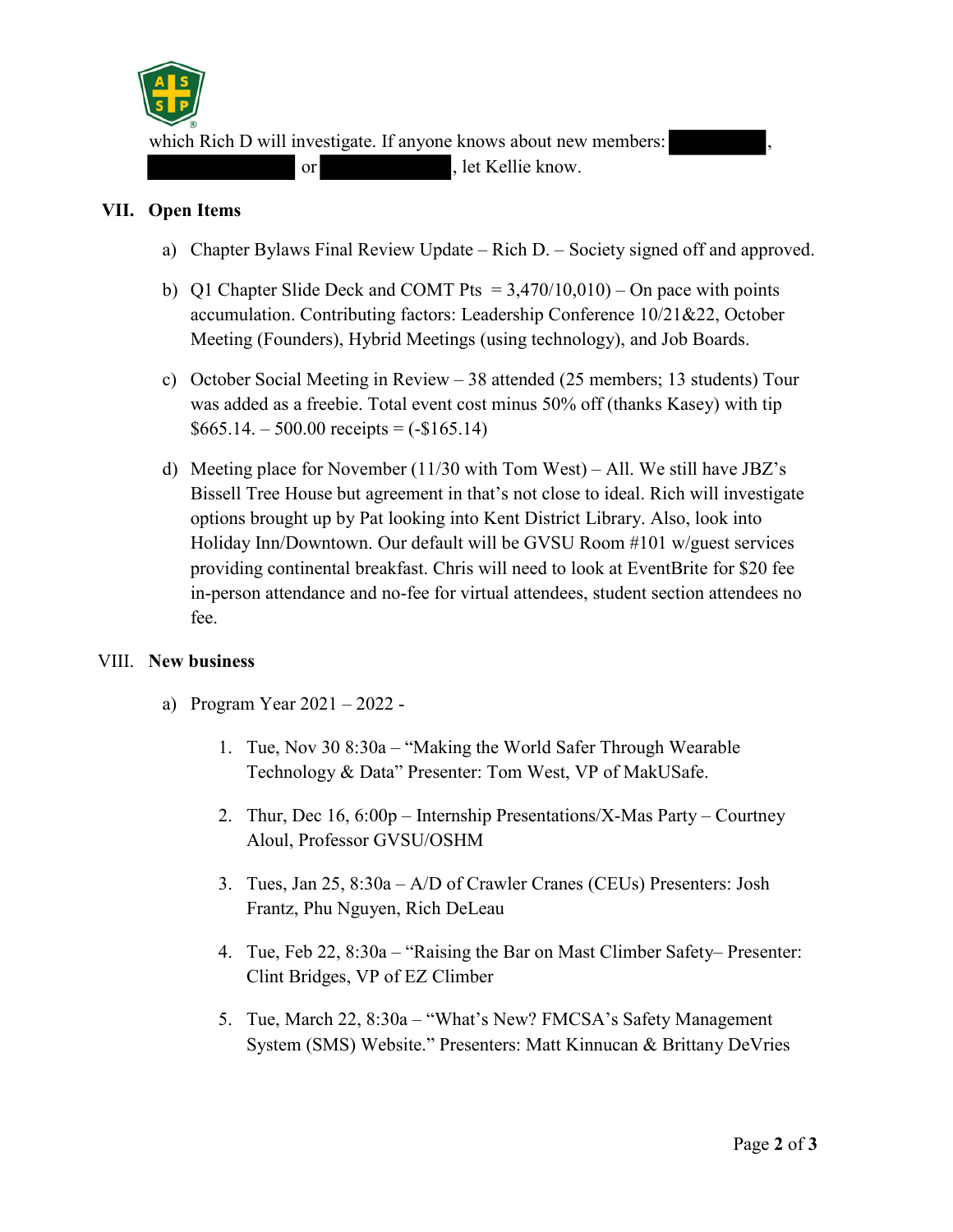which Rich D will investigate. If anyone knows about new members: ██████, ██████ or ██████, let Kellie know.

## VII. Open Items

a) Chapter Bylaws Final Review Update – Rich D. – Society signed off and approved.

b) Q1 Chapter Slide Deck and COMT Pts = 3,470/10,010) – On pace with points accumulation. Contributing factors: Leadership Conference 10/21&22, October Meeting (Founders), Hybrid Meetings (using technology), and Job Boards.

c) October Social Meeting in Review – 38 attended (25 members; 13 students) Tour was added as a freebie. Total event cost minus 50% off (thanks Kasey) with tip \$665.14. – 500.00 receipts = (-\$165.14)

d) Meeting place for November (11/30 with Tom West) – All. We still have JBZ's Bissell Tree House but agreement in that's not close to ideal. Rich will investigate options brought up by Pat looking into Kent District Library. Also, look into Holiday Inn/Downtown. Our default will be GVSU Room #101 w/guest services providing continental breakfast. Chris will need to look at EventBrite for \$20 fee in-person attendance and no-fee for virtual attendees, student section attendees no fee.

## VIII. New business

a) Program Year 2021 – 2022 -

1. Tue, Nov 30 8:30a – "Making the World Safer Through Wearable Technology & Data" Presenter: Tom West, VP of MakUSafe.

2. Thur, Dec 16, 6:00p – Internship Presentations/X-Mas Party – Courtney Aloul, Professor GVSU/OSHM

3. Tues, Jan 25, 8:30a – A/D of Crawler Cranes (CEUs) Presenters: Josh Frantz, Phu Nguyen, Rich DeLeau

4. Tue, Feb 22, 8:30a – "Raising the Bar on Mast Climber Safety– Presenter: Clint Bridges, VP of EZ Climber

5. Tue, March 22, 8:30a – "What's New? FMCSA's Safety Management System (SMS) Website." Presenters: Matt Kinnucan & Brittany DeVries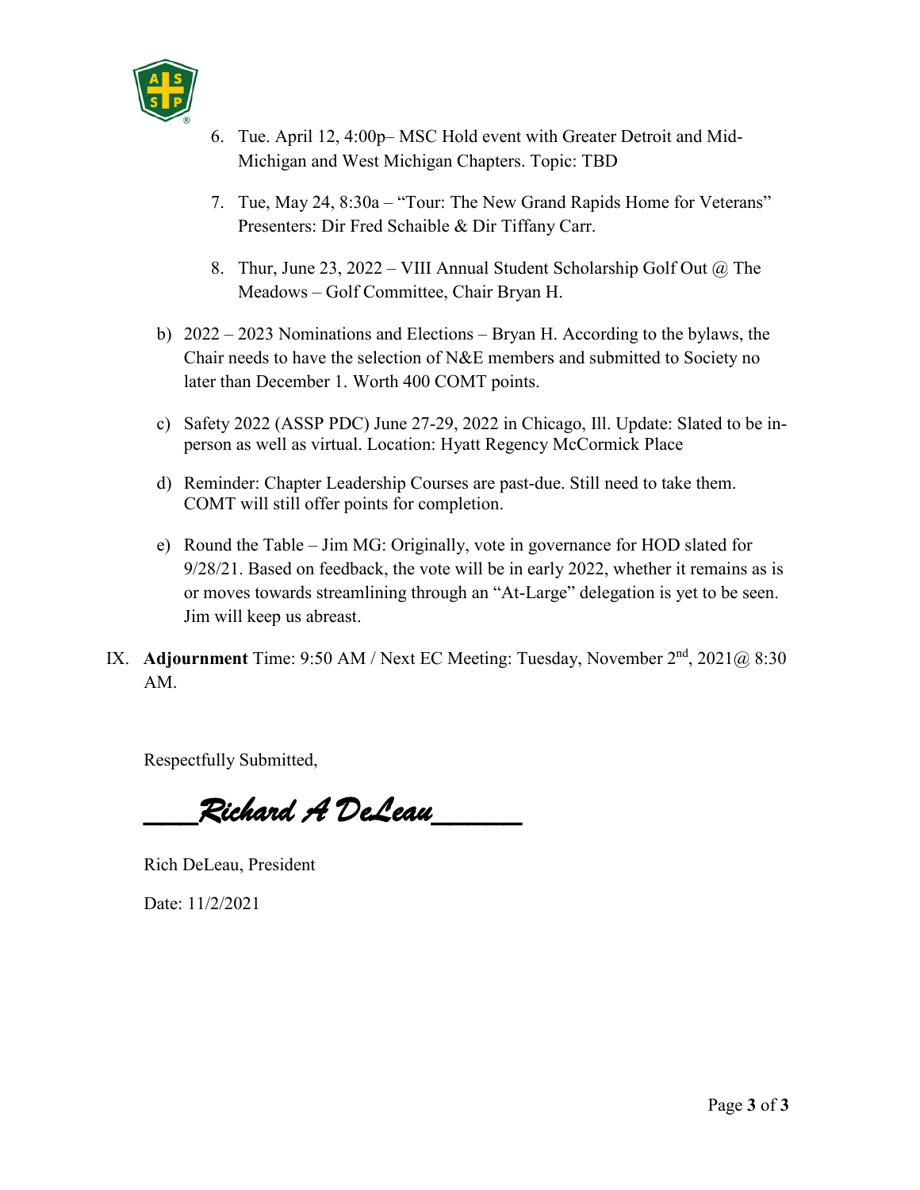6. Tue. April 12, 4:00p– MSC Hold event with Greater Detroit and Mid-Michigan and West Michigan Chapters. Topic: TBD

7. Tue, May 24, 8:30a – "Tour: The New Grand Rapids Home for Veterans" Presenters: Dir Fred Schaible & Dir Tiffany Carr.

8. Thur, June 23, 2022 – VIII Annual Student Scholarship Golf Out @ The Meadows – Golf Committee, Chair Bryan H.

b) 2022 – 2023 Nominations and Elections – Bryan H. According to the bylaws, the Chair needs to have the selection of N&E members and submitted to Society no later than December 1. Worth 400 COMT points.

c) Safety 2022 (ASSP PDC) June 27-29, 2022 in Chicago, Ill. Update: Slated to be in-person as well as virtual. Location: Hyatt Regency McCormick Place

d) Reminder: Chapter Leadership Courses are past-due. Still need to take them. COMT will still offer points for completion.

e) Round the Table – Jim MG: Originally, vote in governance for HOD slated for 9/28/21. Based on feedback, the vote will be in early 2022, whether it remains as is or moves towards streamlining through an "At-Large" delegation is yet to be seen. Jim will keep us abreast.

IX. **Adjournment** Time: 9:50 AM / Next EC Meeting: Tuesday, November 2nd, 2021@ 8:30 AM.

Respectfully Submitted,

___*Richard A DeLeau*______

Rich DeLeau, President

Date: 11/2/2021